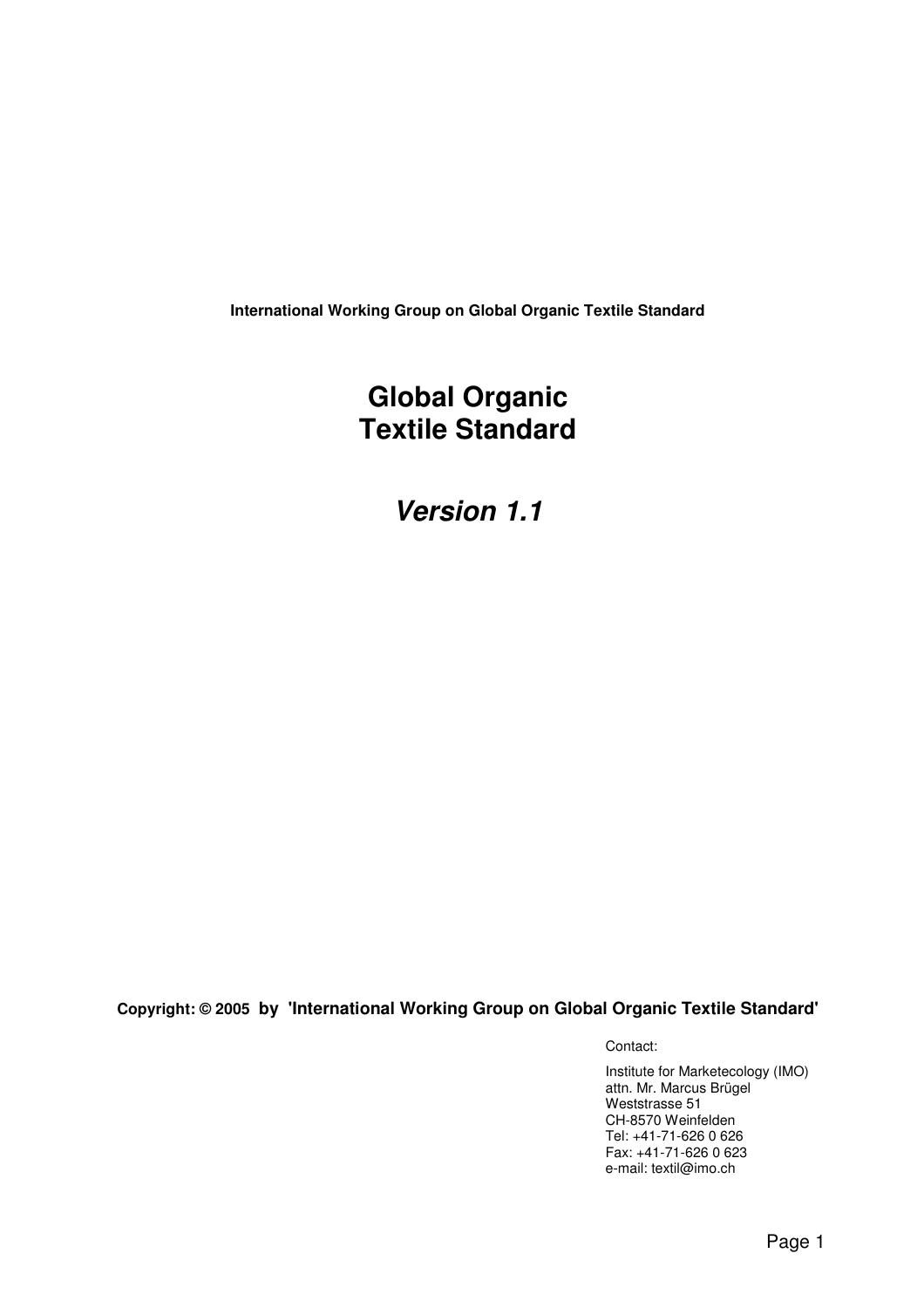**International Working Group on Global Organic Textile Standard**

# Global Organic Textile Standard

## *Version 1.1*

**Copyright: © 2005 by 'International Working Group on Global Organic Textile Standard'**

Contact:

Institute for Marketecology (IMO)
attn. Mr. Marcus Brügel
Weststrasse 51
CH-8570 Weinfelden
Tel: +41-71-626 0 626
Fax: +41-71-626 0 623
e-mail: textil@imo.ch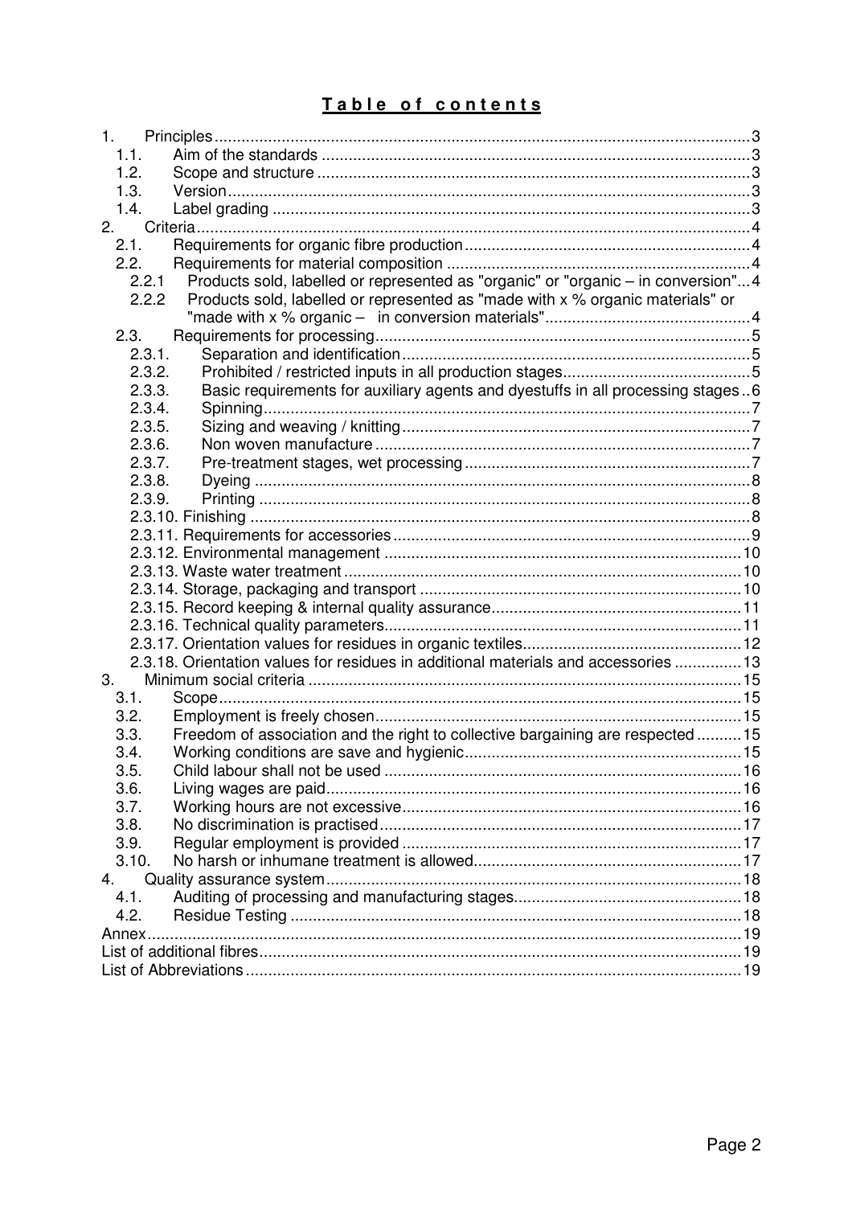# Table of contents

1. Principles ... 3
   - 1.1. Aim of the standards ... 3
   - 1.2. Scope and structure ... 3
   - 1.3. Version ... 3
   - 1.4. Label grading ... 3
2. Criteria ... 4
   - 2.1. Requirements for organic fibre production ... 4
   - 2.2. Requirements for material composition ... 4
     - 2.2.1 Products sold, labelled or represented as "organic" or "organic – in conversion" ... 4
     - 2.2.2 Products sold, labelled or represented as "made with x % organic materials" or "made with x % organic – in conversion materials" ... 4
   - 2.3. Requirements for processing ... 5
     - 2.3.1. Separation and identification ... 5
     - 2.3.2. Prohibited / restricted inputs in all production stages ... 5
     - 2.3.3. Basic requirements for auxiliary agents and dyestuffs in all processing stages ... 6
     - 2.3.4. Spinning ... 7
     - 2.3.5. Sizing and weaving / knitting ... 7
     - 2.3.6. Non woven manufacture ... 7
     - 2.3.7. Pre-treatment stages, wet processing ... 7
     - 2.3.8. Dyeing ... 8
     - 2.3.9. Printing ... 8
     - 2.3.10. Finishing ... 8
     - 2.3.11. Requirements for accessories ... 9
     - 2.3.12. Environmental management ... 10
     - 2.3.13. Waste water treatment ... 10
     - 2.3.14. Storage, packaging and transport ... 10
     - 2.3.15. Record keeping & internal quality assurance ... 11
     - 2.3.16. Technical quality parameters ... 11
     - 2.3.17. Orientation values for residues in organic textiles ... 12
     - 2.3.18. Orientation values for residues in additional materials and accessories ... 13
3. Minimum social criteria ... 15
   - 3.1. Scope ... 15
   - 3.2. Employment is freely chosen ... 15
   - 3.3. Freedom of association and the right to collective bargaining are respected ... 15
   - 3.4. Working conditions are save and hygienic ... 15
   - 3.5. Child labour shall not be used ... 16
   - 3.6. Living wages are paid ... 16
   - 3.7. Working hours are not excessive ... 16
   - 3.8. No discrimination is practised ... 17
   - 3.9. Regular employment is provided ... 17
   - 3.10. No harsh or inhumane treatment is allowed ... 17
4. Quality assurance system ... 18
   - 4.1. Auditing of processing and manufacturing stages ... 18
   - 4.2. Residue Testing ... 18

Annex ... 19

List of additional fibres ... 19

List of Abbreviations ... 19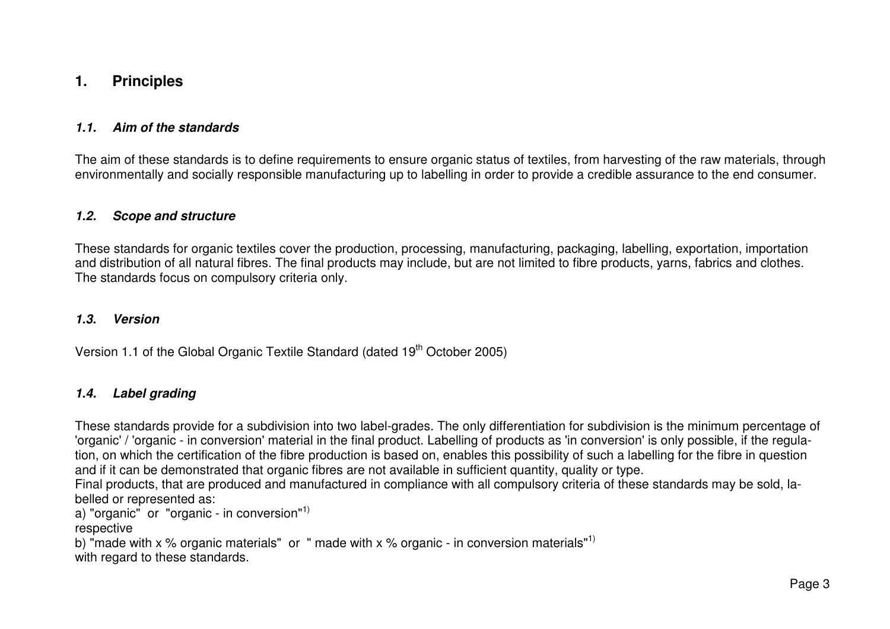# 1. Principles

### *1.1. Aim of the standards*

The aim of these standards is to define requirements to ensure organic status of textiles, from harvesting of the raw materials, through environmentally and socially responsible manufacturing up to labelling in order to provide a credible assurance to the end consumer.

### *1.2. Scope and structure*

These standards for organic textiles cover the production, processing, manufacturing, packaging, labelling, exportation, importation and distribution of all natural fibres. The final products may include, but are not limited to fibre products, yarns, fabrics and clothes. The standards focus on compulsory criteria only.

### *1.3. Version*

Version 1.1 of the Global Organic Textile Standard (dated 19th October 2005)

### *1.4. Label grading*

These standards provide for a subdivision into two label-grades. The only differentiation for subdivision is the minimum percentage of 'organic' / 'organic - in conversion' material in the final product. Labelling of products as 'in conversion' is only possible, if the regulation, on which the certification of the fibre production is based on, enables this possibility of such a labelling for the fibre in question and if it can be demonstrated that organic fibres are not available in sufficient quantity, quality or type.

Final products, that are produced and manufactured in compliance with all compulsory criteria of these standards may be sold, labelled or represented as:

a) "organic" or "organic - in conversion"[1)]

respective

b) "made with x % organic materials" or " made with x % organic - in conversion materials"[1)]

with regard to these standards.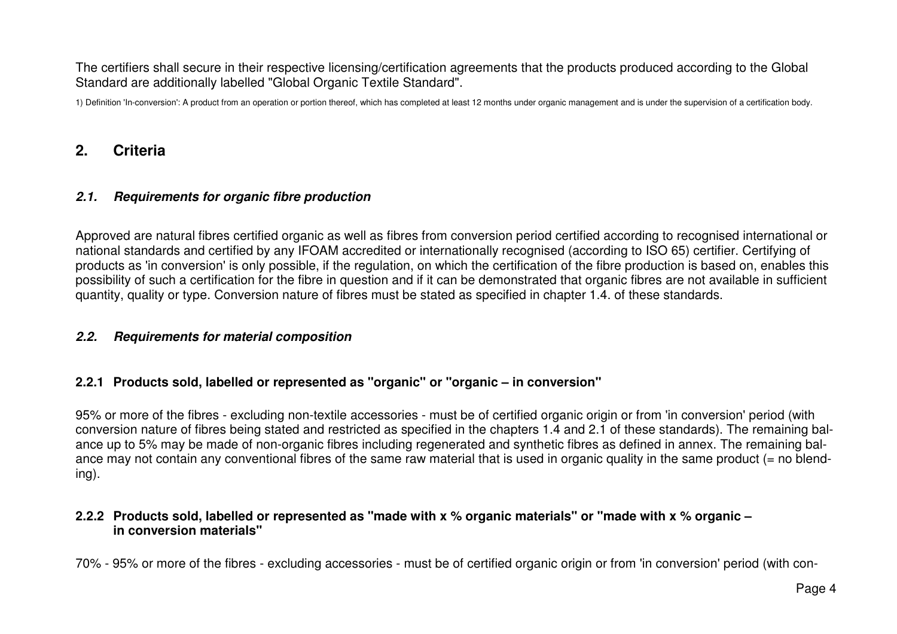The certifiers shall secure in their respective licensing/certification agreements that the products produced according to the Global Standard are additionally labelled "Global Organic Textile Standard".

1) Definition 'In-conversion': A product from an operation or portion thereof, which has completed at least 12 months under organic management and is under the supervision of a certification body.

## 2. Criteria

### *2.1. Requirements for organic fibre production*

Approved are natural fibres certified organic as well as fibres from conversion period certified according to recognised international or national standards and certified by any IFOAM accredited or internationally recognised (according to ISO 65) certifier. Certifying of products as 'in conversion' is only possible, if the regulation, on which the certification of the fibre production is based on, enables this possibility of such a certification for the fibre in question and if it can be demonstrated that organic fibres are not available in sufficient quantity, quality or type. Conversion nature of fibres must be stated as specified in chapter 1.4. of these standards.

### *2.2. Requirements for material composition*

#### 2.2.1 Products sold, labelled or represented as "organic" or "organic – in conversion"

95% or more of the fibres - excluding non-textile accessories - must be of certified organic origin or from 'in conversion' period (with conversion nature of fibres being stated and restricted as specified in the chapters 1.4 and 2.1 of these standards). The remaining balance up to 5% may be made of non-organic fibres including regenerated and synthetic fibres as defined in annex. The remaining balance may not contain any conventional fibres of the same raw material that is used in organic quality in the same product (= no blending).

#### 2.2.2 Products sold, labelled or represented as "made with x % organic materials" or "made with x % organic – in conversion materials"

70% - 95% or more of the fibres - excluding accessories - must be of certified organic origin or from 'in conversion' period (with con-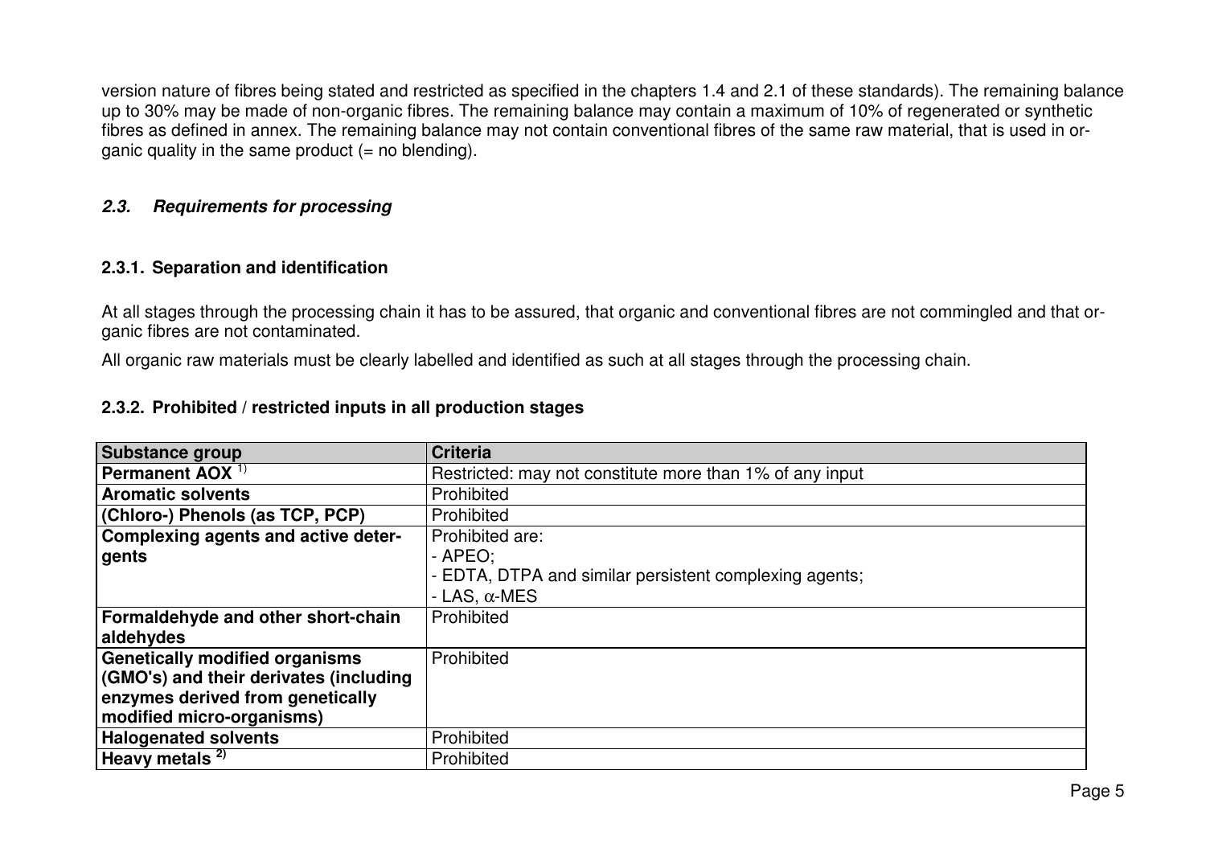version nature of fibres being stated and restricted as specified in the chapters 1.4 and 2.1 of these standards). The remaining balance up to 30% may be made of non-organic fibres. The remaining balance may contain a maximum of 10% of regenerated or synthetic fibres as defined in annex. The remaining balance may not contain conventional fibres of the same raw material, that is used in organic quality in the same product (= no blending).

## *2.3. Requirements for processing*

### 2.3.1. Separation and identification

At all stages through the processing chain it has to be assured, that organic and conventional fibres are not commingled and that organic fibres are not contaminated.

All organic raw materials must be clearly labelled and identified as such at all stages through the processing chain.

### 2.3.2. Prohibited / restricted inputs in all production stages

| Substance group | Criteria |
|---|---|
| **Permanent AOX** [1)] | Restricted: may not constitute more than 1% of any input |
| **Aromatic solvents** | Prohibited |
| **(Chloro-) Phenols (as TCP, PCP)** | Prohibited |
| **Complexing agents and active detergents** | Prohibited are:<br>- APEO;<br>- EDTA, DTPA and similar persistent complexing agents;<br>- LAS, α-MES |
| **Formaldehyde and other short-chain aldehydes** | Prohibited |
| **Genetically modified organisms (GMO's) and their derivates (including enzymes derived from genetically modified micro-organisms)** | Prohibited |
| **Halogenated solvents** | Prohibited |
| **Heavy metals** [2)] | Prohibited |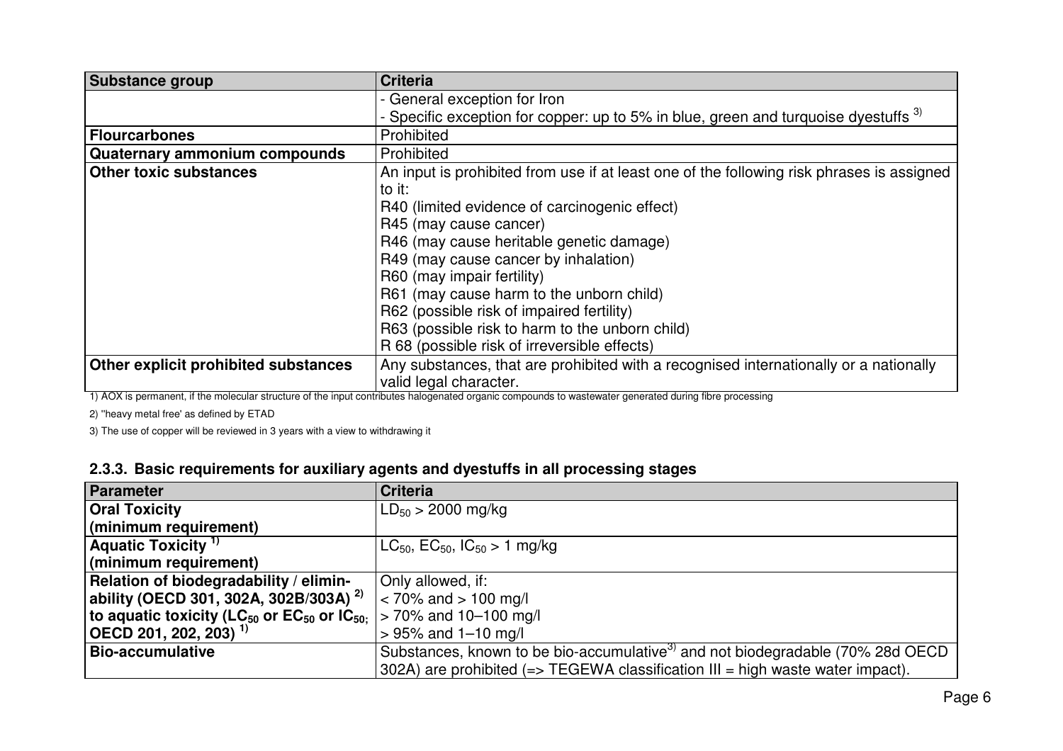| Substance group | Criteria |
| --- | --- |
| | - General exception for Iron<br>- Specific exception for copper: up to 5% in blue, green and turquoise dyestuffs [3] |
| **Flourcarbones** | Prohibited |
| **Quaternary ammonium compounds** | Prohibited |
| **Other toxic substances** | An input is prohibited from use if at least one of the following risk phrases is assigned to it:<br>R40 (limited evidence of carcinogenic effect)<br>R45 (may cause cancer)<br>R46 (may cause heritable genetic damage)<br>R49 (may cause cancer by inhalation)<br>R60 (may impair fertility)<br>R61 (may cause harm to the unborn child)<br>R62 (possible risk of impaired fertility)<br>R63 (possible risk to harm to the unborn child)<br>R 68 (possible risk of irreversible effects) |
| **Other explicit prohibited substances** | Any substances, that are prohibited with a recognised internationally or a nationally valid legal character. |

1) AOX is permanent, if the molecular structure of the input contributes halogenated organic compounds to wastewater generated during fibre processing

2) "heavy metal free' as defined by ETAD

3) The use of copper will be reviewed in 3 years with a view to withdrawing it

### 2.3.3. Basic requirements for auxiliary agents and dyestuffs in all processing stages

| Parameter | Criteria |
| --- | --- |
| **Oral Toxicity (minimum requirement)** | $LD_{50}$ > 2000 mg/kg |
| **Aquatic Toxicity [1] (minimum requirement)** | $LC_{50}$, $EC_{50}$, $IC_{50}$ > 1 mg/kg |
| **Relation of biodegradability / eliminability (OECD 301, 302A, 302B/303A) [2] to aquatic toxicity ($LC_{50}$ or $EC_{50}$ or $IC_{50}$; OECD 201, 202, 203) [1]** | Only allowed, if:<br>< 70% and > 100 mg/l<br>> 70% and 10–100 mg/l<br>> 95% and 1–10 mg/l |
| **Bio-accumulative** | Substances, known to be bio-accumulative[3] and not biodegradable (70% 28d OECD 302A) are prohibited (=> TEGEWA classification III = high waste water impact). |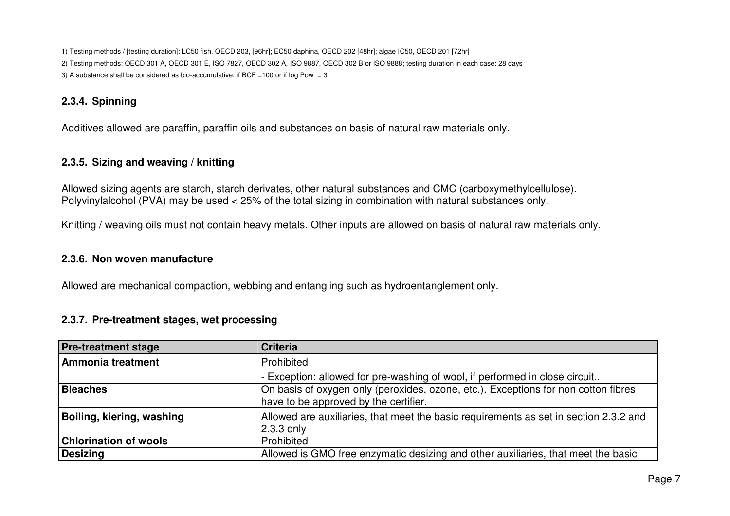1) Testing methods / [testing duration]: LC50 fish, OECD 203, [96hr]; EC50 daphina, OECD 202 [48hr]; algae IC50, OECD 201 [72hr]

2) Testing methods: OECD 301 A, OECD 301 E, ISO 7827, OECD 302 A, ISO 9887, OECD 302 B or ISO 9888; testing duration in each case: 28 days

3) A substance shall be considered as bio-accumulative, if BCF =100 or if log Pow = 3

### 2.3.4. Spinning

Additives allowed are paraffin, paraffin oils and substances on basis of natural raw materials only.

### 2.3.5. Sizing and weaving / knitting

Allowed sizing agents are starch, starch derivates, other natural substances and CMC (carboxymethylcellulose).
Polyvinylalcohol (PVA) may be used < 25% of the total sizing in combination with natural substances only.

Knitting / weaving oils must not contain heavy metals. Other inputs are allowed on basis of natural raw materials only.

### 2.3.6. Non woven manufacture

Allowed are mechanical compaction, webbing and entangling such as hydroentanglement only.

### 2.3.7. Pre-treatment stages, wet processing

| Pre-treatment stage | Criteria |
|---|---|
| **Ammonia treatment** | Prohibited<br>- Exception: allowed for pre-washing of wool, if performed in close circuit.. |
| **Bleaches** | On basis of oxygen only (peroxides, ozone, etc.). Exceptions for non cotton fibres have to be approved by the certifier. |
| **Boiling, kiering, washing** | Allowed are auxiliaries, that meet the basic requirements as set in section 2.3.2 and 2.3.3 only |
| **Chlorination of wools** | Prohibited |
| **Desizing** | Allowed is GMO free enzymatic desizing and other auxiliaries, that meet the basic |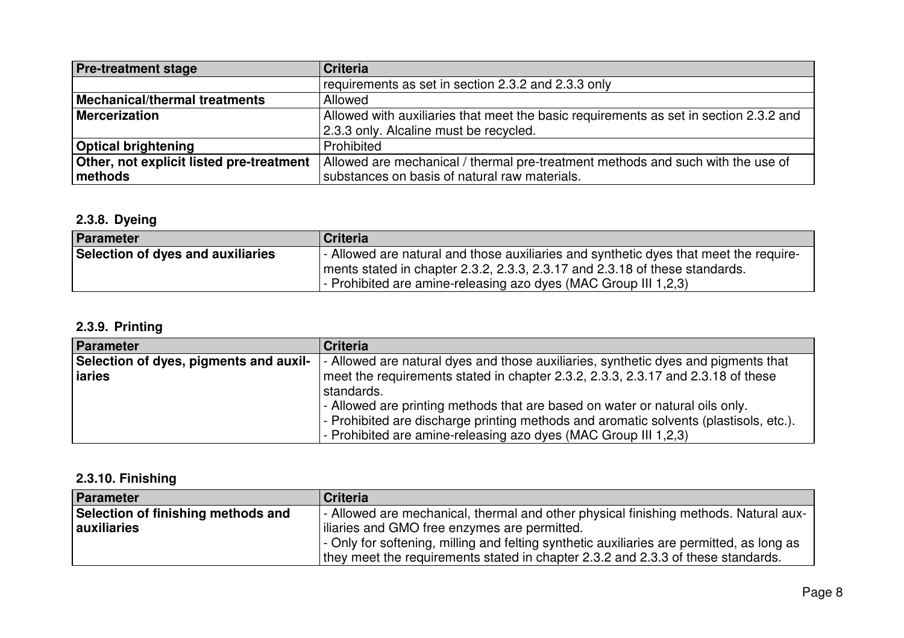| Pre-treatment stage | Criteria |
|---|---|
| | requirements as set in section 2.3.2 and 2.3.3 only |
| **Mechanical/thermal treatments** | Allowed |
| **Mercerization** | Allowed with auxiliaries that meet the basic requirements as set in section 2.3.2 and 2.3.3 only. Alcaline must be recycled. |
| **Optical brightening** | Prohibited |
| **Other, not explicit listed pre-treatment methods** | Allowed are mechanical / thermal pre-treatment methods and such with the use of substances on basis of natural raw materials. |

### 2.3.8. Dyeing

| Parameter | Criteria |
|---|---|
| **Selection of dyes and auxiliaries** | - Allowed are natural and those auxiliaries and synthetic dyes that meet the requirements stated in chapter 2.3.2, 2.3.3, 2.3.17 and 2.3.18 of these standards.<br>- Prohibited are amine-releasing azo dyes (MAC Group III 1,2,3) |

### 2.3.9. Printing

| Parameter | Criteria |
|---|---|
| **Selection of dyes, pigments and auxiliaries** | - Allowed are natural dyes and those auxiliaries, synthetic dyes and pigments that meet the requirements stated in chapter 2.3.2, 2.3.3, 2.3.17 and 2.3.18 of these standards.<br>- Allowed are printing methods that are based on water or natural oils only.<br>- Prohibited are discharge printing methods and aromatic solvents (plastisols, etc.).<br>- Prohibited are amine-releasing azo dyes (MAC Group III 1,2,3) |

### 2.3.10. Finishing

| Parameter | Criteria |
|---|---|
| **Selection of finishing methods and auxiliaries** | - Allowed are mechanical, thermal and other physical finishing methods. Natural auxiliaries and GMO free enzymes are permitted.<br>- Only for softening, milling and felting synthetic auxiliaries are permitted, as long as they meet the requirements stated in chapter 2.3.2 and 2.3.3 of these standards. |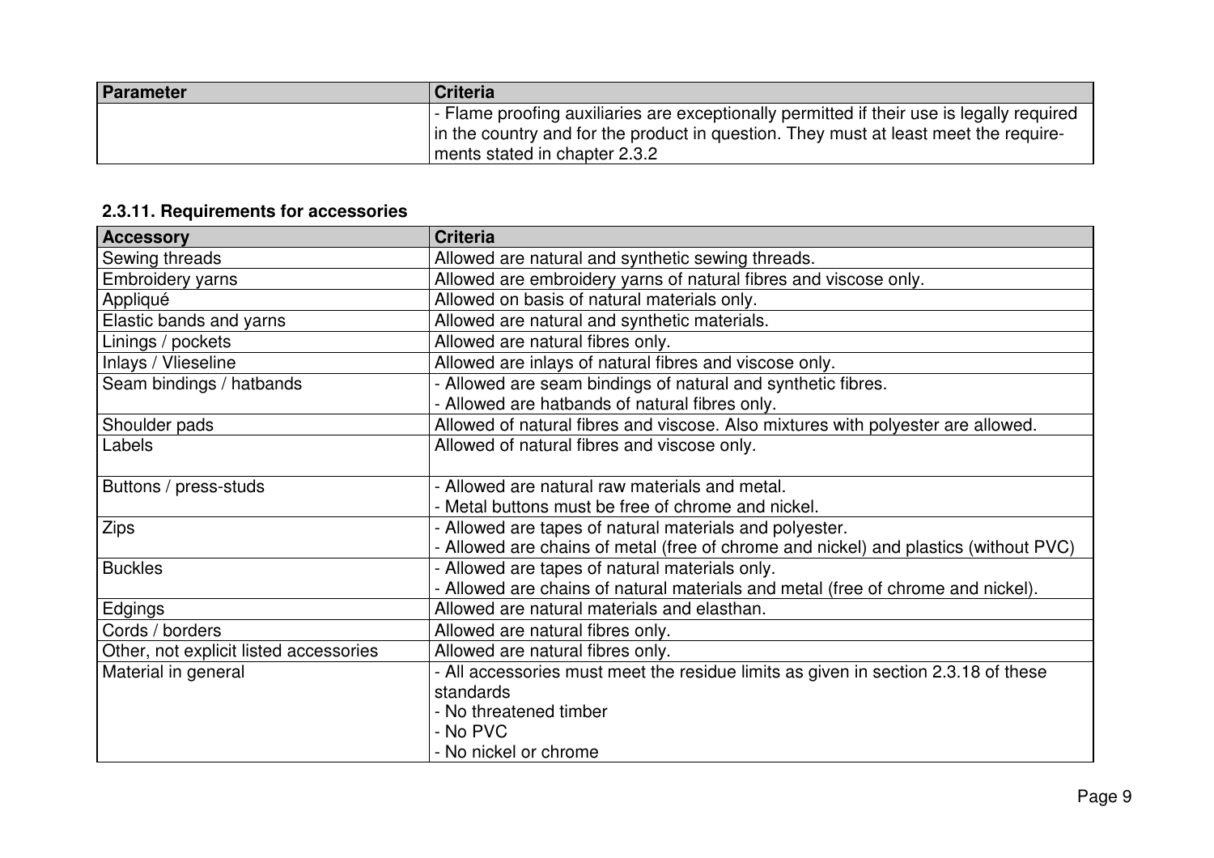| Parameter | Criteria |
|---|---|
| | - Flame proofing auxiliaries are exceptionally permitted if their use is legally required in the country and for the product in question. They must at least meet the require-ments stated in chapter 2.3.2 |

### 2.3.11. Requirements for accessories

| Accessory | Criteria |
|---|---|
| Sewing threads | Allowed are natural and synthetic sewing threads. |
| Embroidery yarns | Allowed are embroidery yarns of natural fibres and viscose only. |
| Appliqué | Allowed on basis of natural materials only. |
| Elastic bands and yarns | Allowed are natural and synthetic materials. |
| Linings / pockets | Allowed are natural fibres only. |
| Inlays / Vlieseline | Allowed are inlays of natural fibres and viscose only. |
| Seam bindings / hatbands | - Allowed are seam bindings of natural and synthetic fibres.<br>- Allowed are hatbands of natural fibres only. |
| Shoulder pads | Allowed of natural fibres and viscose. Also mixtures with polyester are allowed. |
| Labels | Allowed of natural fibres and viscose only. |
| Buttons / press-studs | - Allowed are natural raw materials and metal.<br>- Metal buttons must be free of chrome and nickel. |
| Zips | - Allowed are tapes of natural materials and polyester.<br>- Allowed are chains of metal (free of chrome and nickel) and plastics (without PVC) |
| Buckles | - Allowed are tapes of natural materials only.<br>- Allowed are chains of natural materials and metal (free of chrome and nickel). |
| Edgings | Allowed are natural materials and elasthan. |
| Cords / borders | Allowed are natural fibres only. |
| Other, not explicit listed accessories | Allowed are natural fibres only. |
| Material in general | - All accessories must meet the residue limits as given in section 2.3.18 of these standards<br>- No threatened timber<br>- No PVC<br>- No nickel or chrome |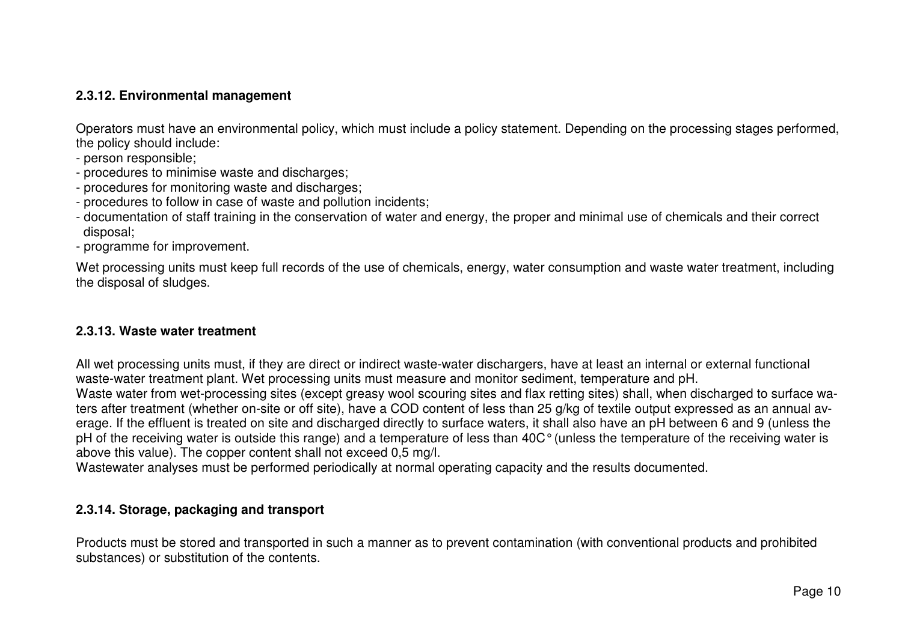### 2.3.12. Environmental management

Operators must have an environmental policy, which must include a policy statement. Depending on the processing stages performed, the policy should include:

- person responsible;
- procedures to minimise waste and discharges;
- procedures for monitoring waste and discharges;
- procedures to follow in case of waste and pollution incidents;
- documentation of staff training in the conservation of water and energy, the proper and minimal use of chemicals and their correct disposal;
- programme for improvement.

Wet processing units must keep full records of the use of chemicals, energy, water consumption and waste water treatment, including the disposal of sludges.

### 2.3.13. Waste water treatment

All wet processing units must, if they are direct or indirect waste-water dischargers, have at least an internal or external functional waste-water treatment plant. Wet processing units must measure and monitor sediment, temperature and pH.
Waste water from wet-processing sites (except greasy wool scouring sites and flax retting sites) shall, when discharged to surface waters after treatment (whether on-site or off site), have a COD content of less than 25 g/kg of textile output expressed as an annual average. If the effluent is treated on site and discharged directly to surface waters, it shall also have an pH between 6 and 9 (unless the pH of the receiving water is outside this range) and a temperature of less than 40C° (unless the temperature of the receiving water is above this value). The copper content shall not exceed 0,5 mg/l.
Wastewater analyses must be performed periodically at normal operating capacity and the results documented.

### 2.3.14. Storage, packaging and transport

Products must be stored and transported in such a manner as to prevent contamination (with conventional products and prohibited substances) or substitution of the contents.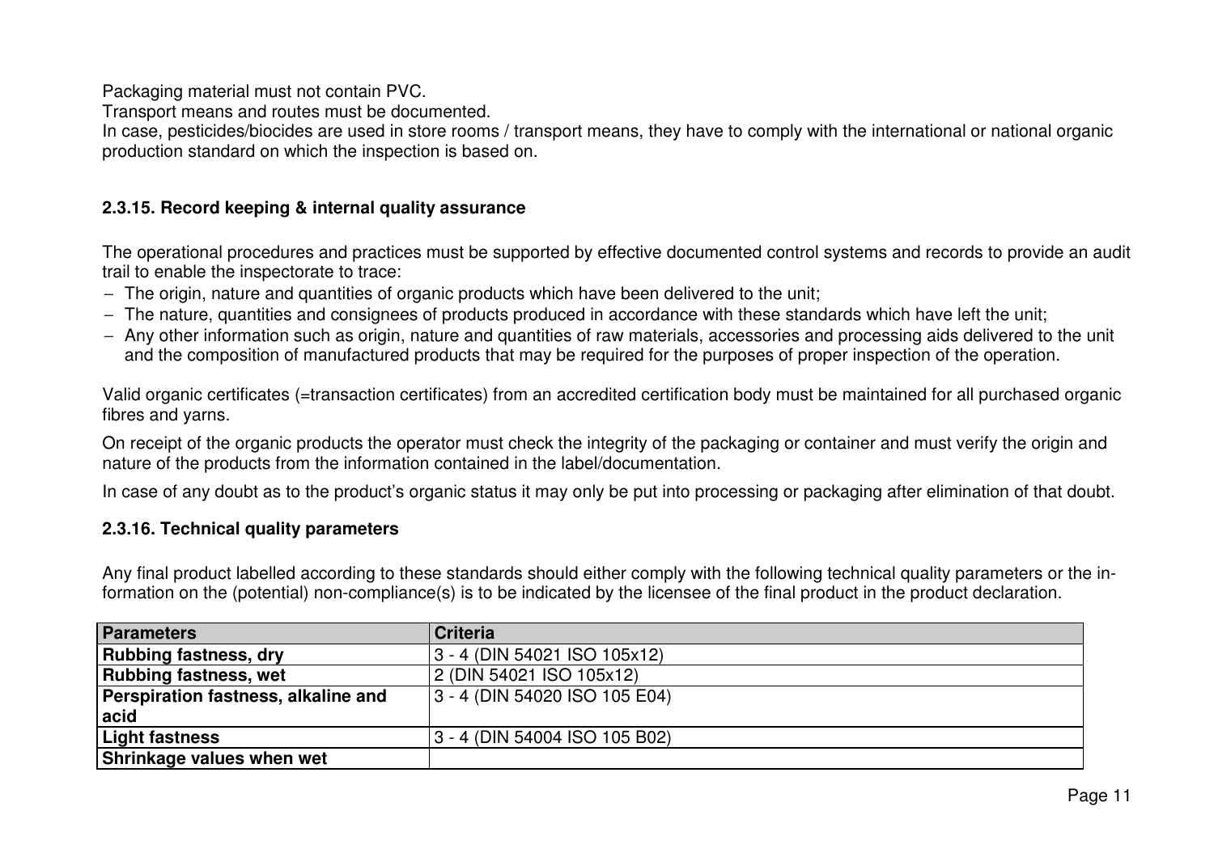Packaging material must not contain PVC.

Transport means and routes must be documented.

In case, pesticides/biocides are used in store rooms / transport means, they have to comply with the international or national organic production standard on which the inspection is based on.

### 2.3.15. Record keeping & internal quality assurance

The operational procedures and practices must be supported by effective documented control systems and records to provide an audit trail to enable the inspectorate to trace:

- The origin, nature and quantities of organic products which have been delivered to the unit;
- The nature, quantities and consignees of products produced in accordance with these standards which have left the unit;
- Any other information such as origin, nature and quantities of raw materials, accessories and processing aids delivered to the unit and the composition of manufactured products that may be required for the purposes of proper inspection of the operation.

Valid organic certificates (=transaction certificates) from an accredited certification body must be maintained for all purchased organic fibres and yarns.

On receipt of the organic products the operator must check the integrity of the packaging or container and must verify the origin and nature of the products from the information contained in the label/documentation.

In case of any doubt as to the product's organic status it may only be put into processing or packaging after elimination of that doubt.

### 2.3.16. Technical quality parameters

Any final product labelled according to these standards should either comply with the following technical quality parameters or the information on the (potential) non-compliance(s) is to be indicated by the licensee of the final product in the product declaration.

| Parameters | Criteria |
|---|---|
| **Rubbing fastness, dry** | 3 - 4 (DIN 54021 ISO 105x12) |
| **Rubbing fastness, wet** | 2 (DIN 54021 ISO 105x12) |
| **Perspiration fastness, alkaline and acid** | 3 - 4 (DIN 54020 ISO 105 E04) |
| **Light fastness** | 3 - 4 (DIN 54004 ISO 105 B02) |
| **Shrinkage values when wet** | |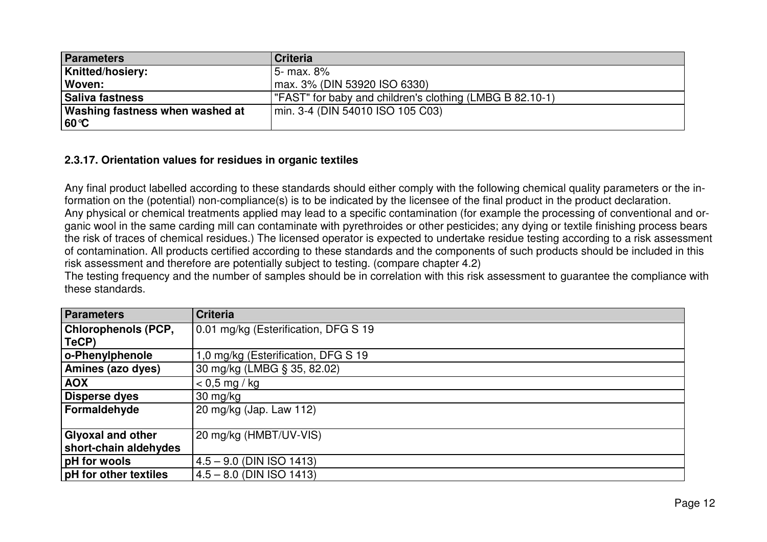| Parameters | Criteria |
|---|---|
| **Knitted/hosiery:** | 5- max. 8% |
| **Woven:** | max. 3% (DIN 53920 ISO 6330) |
| **Saliva fastness** | "FAST" for baby and children's clothing (LMBG B 82.10-1) |
| **Washing fastness when washed at 60°C** | min. 3-4 (DIN 54010 ISO 105 C03) |

#### 2.3.17. Orientation values for residues in organic textiles

Any final product labelled according to these standards should either comply with the following chemical quality parameters or the information on the (potential) non-compliance(s) is to be indicated by the licensee of the final product in the product declaration.
Any physical or chemical treatments applied may lead to a specific contamination (for example the processing of conventional and organic wool in the same carding mill can contaminate with pyrethroides or other pesticides; any dying or textile finishing process bears the risk of traces of chemical residues.) The licensed operator is expected to undertake residue testing according to a risk assessment of contamination. All products certified according to these standards and the components of such products should be included in this risk assessment and therefore are potentially subject to testing. (compare chapter 4.2)
The testing frequency and the number of samples should be in correlation with this risk assessment to guarantee the compliance with these standards.

| Parameters | Criteria |
|---|---|
| **Chlorophenols (PCP, TeCP)** | 0.01 mg/kg (Esterification, DFG S 19 |
| **o-Phenylphenole** | 1,0 mg/kg (Esterification, DFG S 19 |
| **Amines (azo dyes)** | 30 mg/kg (LMBG § 35, 82.02) |
| **AOX** | < 0,5 mg / kg |
| **Disperse dyes** | 30 mg/kg |
| **Formaldehyde** | 20 mg/kg (Jap. Law 112) |
| **Glyoxal and other short-chain aldehydes** | 20 mg/kg (HMBT/UV-VIS) |
| **pH for wools** | 4.5 – 9.0 (DIN ISO 1413) |
| **pH for other textiles** | 4.5 – 8.0 (DIN ISO 1413) |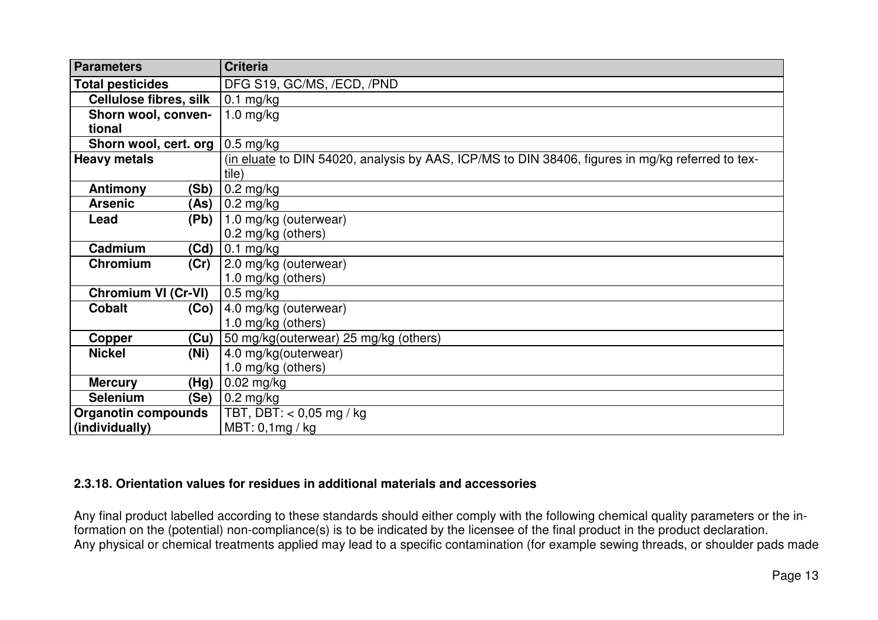| Parameters | Criteria |
|---|---|
| **Total pesticides** | DFG S19, GC/MS, /ECD, /PND |
| **Cellulose fibres, silk** | 0.1 mg/kg |
| **Shorn wool, conventional** | 1.0 mg/kg |
| **Shorn wool, cert. org** | 0.5 mg/kg |
| **Heavy metals** | (in eluate to DIN 54020, analysis by AAS, ICP/MS to DIN 38406, figures in mg/kg referred to textile) |
| **Antimony (Sb)** | 0.2 mg/kg |
| **Arsenic (As)** | 0.2 mg/kg |
| **Lead (Pb)** | 1.0 mg/kg (outerwear)<br>0.2 mg/kg (others) |
| **Cadmium (Cd)** | 0.1 mg/kg |
| **Chromium (Cr)** | 2.0 mg/kg (outerwear)<br>1.0 mg/kg (others) |
| **Chromium VI (Cr-VI)** | 0.5 mg/kg |
| **Cobalt (Co)** | 4.0 mg/kg (outerwear)<br>1.0 mg/kg (others) |
| **Copper (Cu)** | 50 mg/kg(outerwear) 25 mg/kg (others) |
| **Nickel (Ni)** | 4.0 mg/kg(outerwear)<br>1.0 mg/kg (others) |
| **Mercury (Hg)** | 0.02 mg/kg |
| **Selenium (Se)** | 0.2 mg/kg |
| **Organotin compounds (individually)** | TBT, DBT: < 0,05 mg / kg<br>MBT: 0,1mg / kg |

**2.3.18. Orientation values for residues in additional materials and accessories**

Any final product labelled according to these standards should either comply with the following chemical quality parameters or the information on the (potential) non-compliance(s) is to be indicated by the licensee of the final product in the product declaration.
Any physical or chemical treatments applied may lead to a specific contamination (for example sewing threads, or shoulder pads made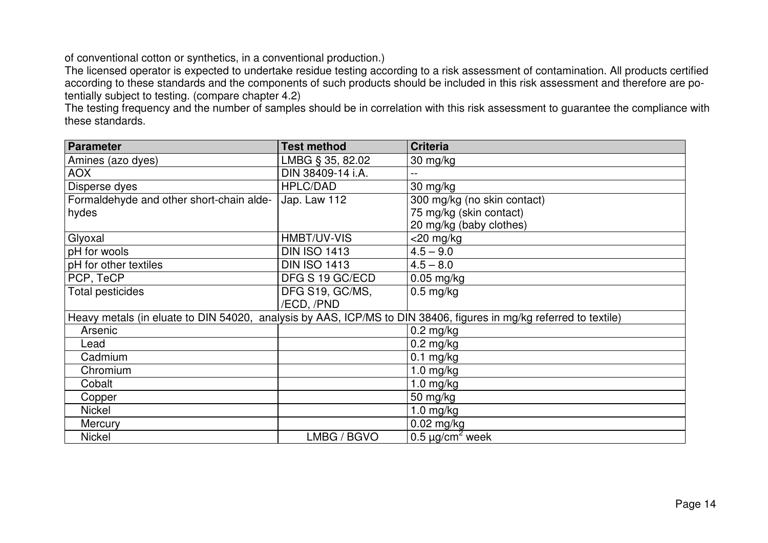of conventional cotton or synthetics, in a conventional production.)

The licensed operator is expected to undertake residue testing according to a risk assessment of contamination. All products certified according to these standards and the components of such products should be included in this risk assessment and therefore are potentially subject to testing. (compare chapter 4.2)

The testing frequency and the number of samples should be in correlation with this risk assessment to guarantee the compliance with these standards.

| Parameter | Test method | Criteria |
|---|---|---|
| Amines (azo dyes) | LMBG § 35, 82.02 | 30 mg/kg |
| AOX | DIN 38409-14 i.A. | -- |
| Disperse dyes | HPLC/DAD | 30 mg/kg |
| Formaldehyde and other short-chain aldehydes | Jap. Law 112 | 300 mg/kg (no skin contact)<br>75 mg/kg (skin contact)<br>20 mg/kg (baby clothes) |
| Glyoxal | HMBT/UV-VIS | <20 mg/kg |
| pH for wools | DIN ISO 1413 | 4.5 – 9.0 |
| pH for other textiles | DIN ISO 1413 | 4.5 – 8.0 |
| PCP, TeCP | DFG S 19 GC/ECD | 0.05 mg/kg |
| Total pesticides | DFG S19, GC/MS, /ECD, /PND | 0.5 mg/kg |
| Heavy metals (in eluate to DIN 54020, analysis by AAS, ICP/MS to DIN 38406, figures in mg/kg referred to textile) | | |
| Arsenic | | 0.2 mg/kg |
| Lead | | 0.2 mg/kg |
| Cadmium | | 0.1 mg/kg |
| Chromium | | 1.0 mg/kg |
| Cobalt | | 1.0 mg/kg |
| Copper | | 50 mg/kg |
| Nickel | | 1.0 mg/kg |
| Mercury | | 0.02 mg/kg |
| Nickel | LMBG / BGVO | 0.5 µg/cm$^2$ week |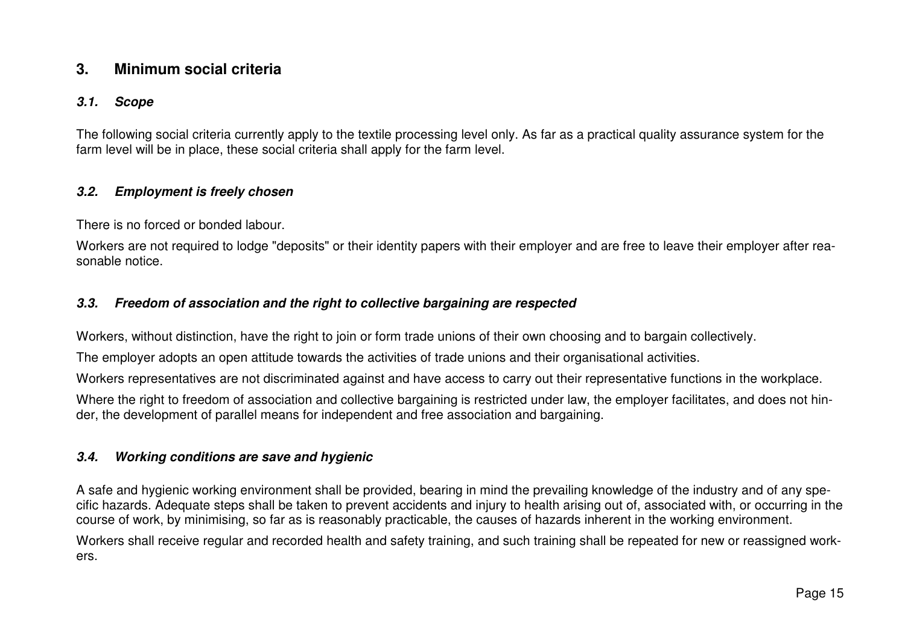## 3. Minimum social criteria

### *3.1. Scope*

The following social criteria currently apply to the textile processing level only. As far as a practical quality assurance system for the farm level will be in place, these social criteria shall apply for the farm level.

### *3.2. Employment is freely chosen*

There is no forced or bonded labour.

Workers are not required to lodge "deposits" or their identity papers with their employer and are free to leave their employer after reasonable notice.

### *3.3. Freedom of association and the right to collective bargaining are respected*

Workers, without distinction, have the right to join or form trade unions of their own choosing and to bargain collectively.

The employer adopts an open attitude towards the activities of trade unions and their organisational activities.

Workers representatives are not discriminated against and have access to carry out their representative functions in the workplace.

Where the right to freedom of association and collective bargaining is restricted under law, the employer facilitates, and does not hinder, the development of parallel means for independent and free association and bargaining.

### *3.4. Working conditions are save and hygienic*

A safe and hygienic working environment shall be provided, bearing in mind the prevailing knowledge of the industry and of any specific hazards. Adequate steps shall be taken to prevent accidents and injury to health arising out of, associated with, or occurring in the course of work, by minimising, so far as is reasonably practicable, the causes of hazards inherent in the working environment.

Workers shall receive regular and recorded health and safety training, and such training shall be repeated for new or reassigned workers.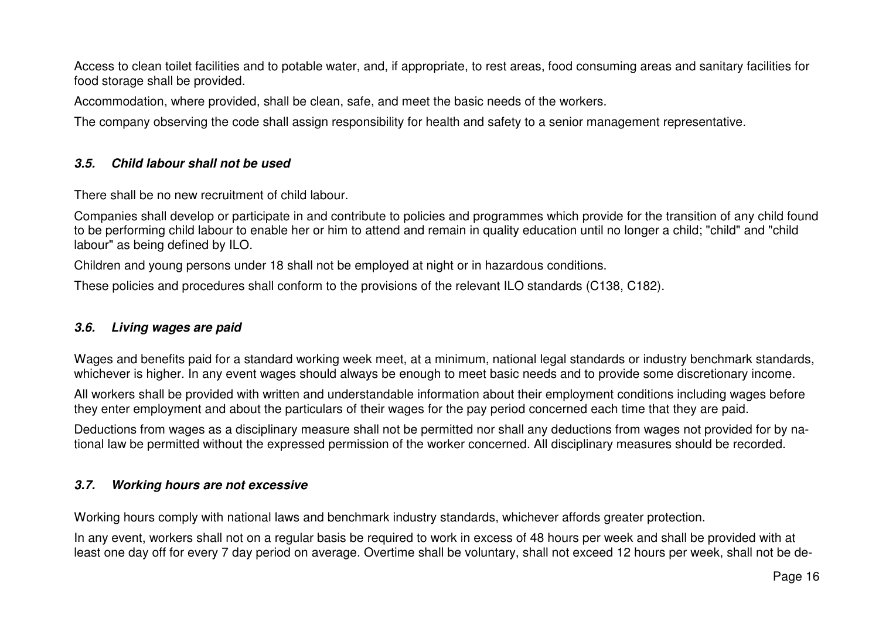Access to clean toilet facilities and to potable water, and, if appropriate, to rest areas, food consuming areas and sanitary facilities for food storage shall be provided.

Accommodation, where provided, shall be clean, safe, and meet the basic needs of the workers.

The company observing the code shall assign responsibility for health and safety to a senior management representative.

### *3.5. Child labour shall not be used*

There shall be no new recruitment of child labour.

Companies shall develop or participate in and contribute to policies and programmes which provide for the transition of any child found to be performing child labour to enable her or him to attend and remain in quality education until no longer a child; "child" and "child labour" as being defined by ILO.

Children and young persons under 18 shall not be employed at night or in hazardous conditions.

These policies and procedures shall conform to the provisions of the relevant ILO standards (C138, C182).

### *3.6. Living wages are paid*

Wages and benefits paid for a standard working week meet, at a minimum, national legal standards or industry benchmark standards, whichever is higher. In any event wages should always be enough to meet basic needs and to provide some discretionary income.

All workers shall be provided with written and understandable information about their employment conditions including wages before they enter employment and about the particulars of their wages for the pay period concerned each time that they are paid.

Deductions from wages as a disciplinary measure shall not be permitted nor shall any deductions from wages not provided for by national law be permitted without the expressed permission of the worker concerned. All disciplinary measures should be recorded.

### *3.7. Working hours are not excessive*

Working hours comply with national laws and benchmark industry standards, whichever affords greater protection.

In any event, workers shall not on a regular basis be required to work in excess of 48 hours per week and shall be provided with at least one day off for every 7 day period on average. Overtime shall be voluntary, shall not exceed 12 hours per week, shall not be de-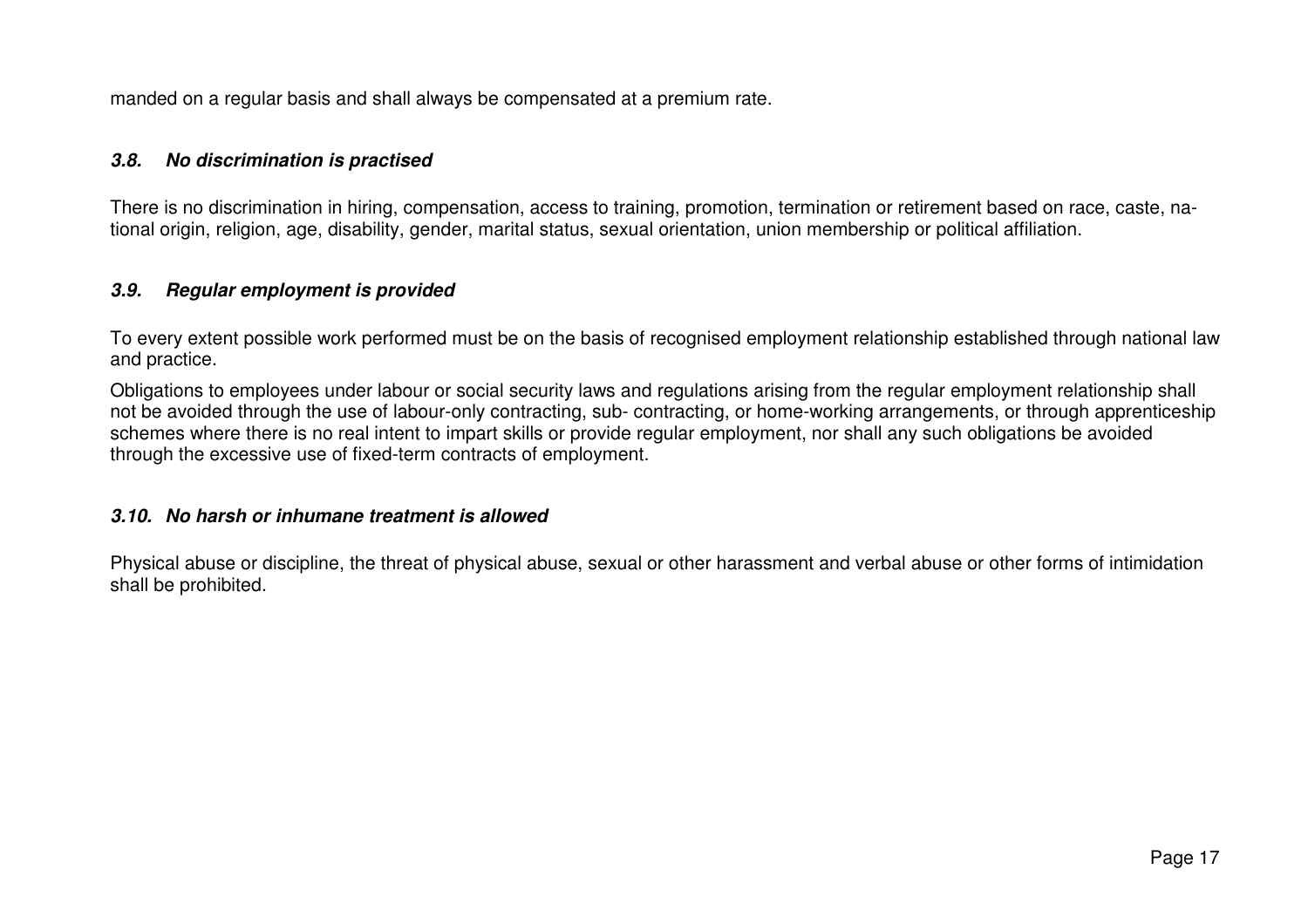manded on a regular basis and shall always be compensated at a premium rate.

### ***3.8. No discrimination is practised***

There is no discrimination in hiring, compensation, access to training, promotion, termination or retirement based on race, caste, national origin, religion, age, disability, gender, marital status, sexual orientation, union membership or political affiliation.

### ***3.9. Regular employment is provided***

To every extent possible work performed must be on the basis of recognised employment relationship established through national law and practice.

Obligations to employees under labour or social security laws and regulations arising from the regular employment relationship shall not be avoided through the use of labour-only contracting, sub- contracting, or home-working arrangements, or through apprenticeship schemes where there is no real intent to impart skills or provide regular employment, nor shall any such obligations be avoided through the excessive use of fixed-term contracts of employment.

### ***3.10. No harsh or inhumane treatment is allowed***

Physical abuse or discipline, the threat of physical abuse, sexual or other harassment and verbal abuse or other forms of intimidation shall be prohibited.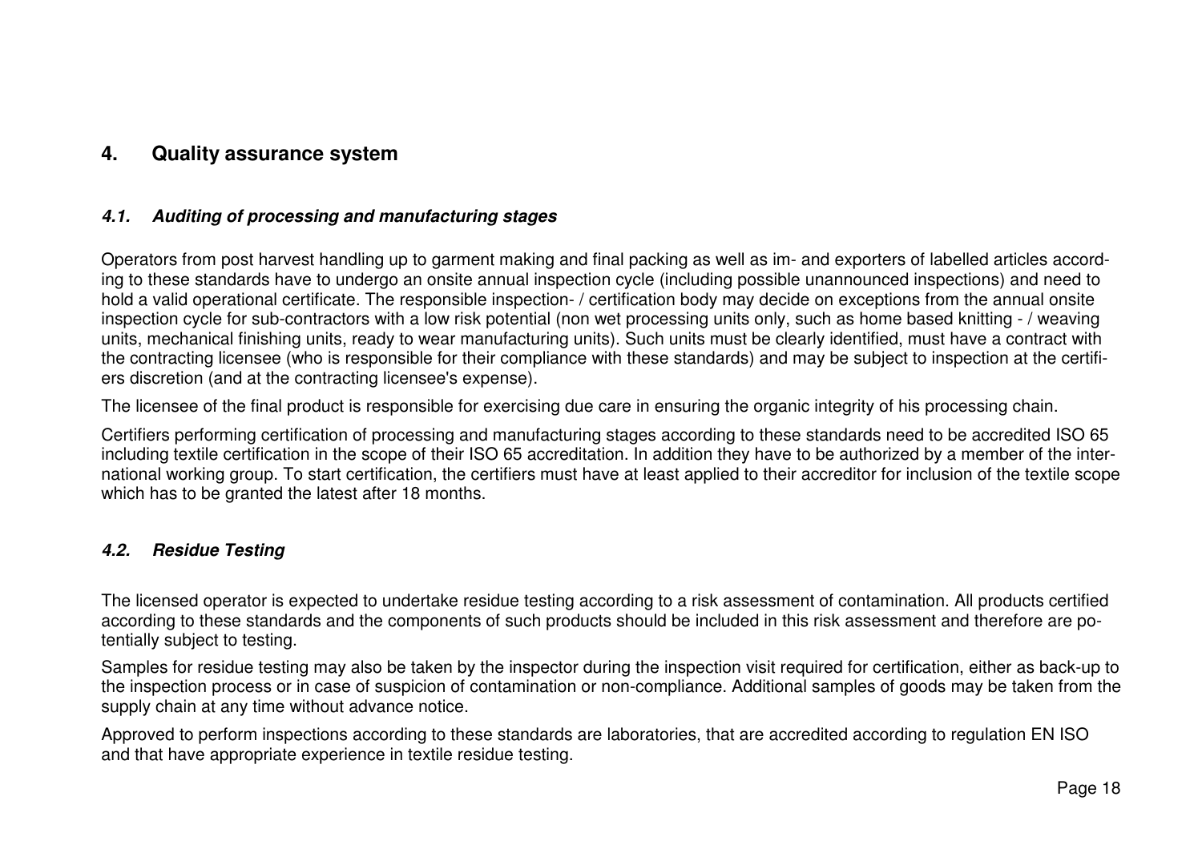## 4. Quality assurance system

### *4.1. Auditing of processing and manufacturing stages*

Operators from post harvest handling up to garment making and final packing as well as im- and exporters of labelled articles according to these standards have to undergo an onsite annual inspection cycle (including possible unannounced inspections) and need to hold a valid operational certificate. The responsible inspection- / certification body may decide on exceptions from the annual onsite inspection cycle for sub-contractors with a low risk potential (non wet processing units only, such as home based knitting - / weaving units, mechanical finishing units, ready to wear manufacturing units). Such units must be clearly identified, must have a contract with the contracting licensee (who is responsible for their compliance with these standards) and may be subject to inspection at the certifiers discretion (and at the contracting licensee's expense).

The licensee of the final product is responsible for exercising due care in ensuring the organic integrity of his processing chain.

Certifiers performing certification of processing and manufacturing stages according to these standards need to be accredited ISO 65 including textile certification in the scope of their ISO 65 accreditation. In addition they have to be authorized by a member of the international working group. To start certification, the certifiers must have at least applied to their accreditor for inclusion of the textile scope which has to be granted the latest after 18 months.

### *4.2. Residue Testing*

The licensed operator is expected to undertake residue testing according to a risk assessment of contamination. All products certified according to these standards and the components of such products should be included in this risk assessment and therefore are potentially subject to testing.

Samples for residue testing may also be taken by the inspector during the inspection visit required for certification, either as back-up to the inspection process or in case of suspicion of contamination or non-compliance. Additional samples of goods may be taken from the supply chain at any time without advance notice.

Approved to perform inspections according to these standards are laboratories, that are accredited according to regulation EN ISO and that have appropriate experience in textile residue testing.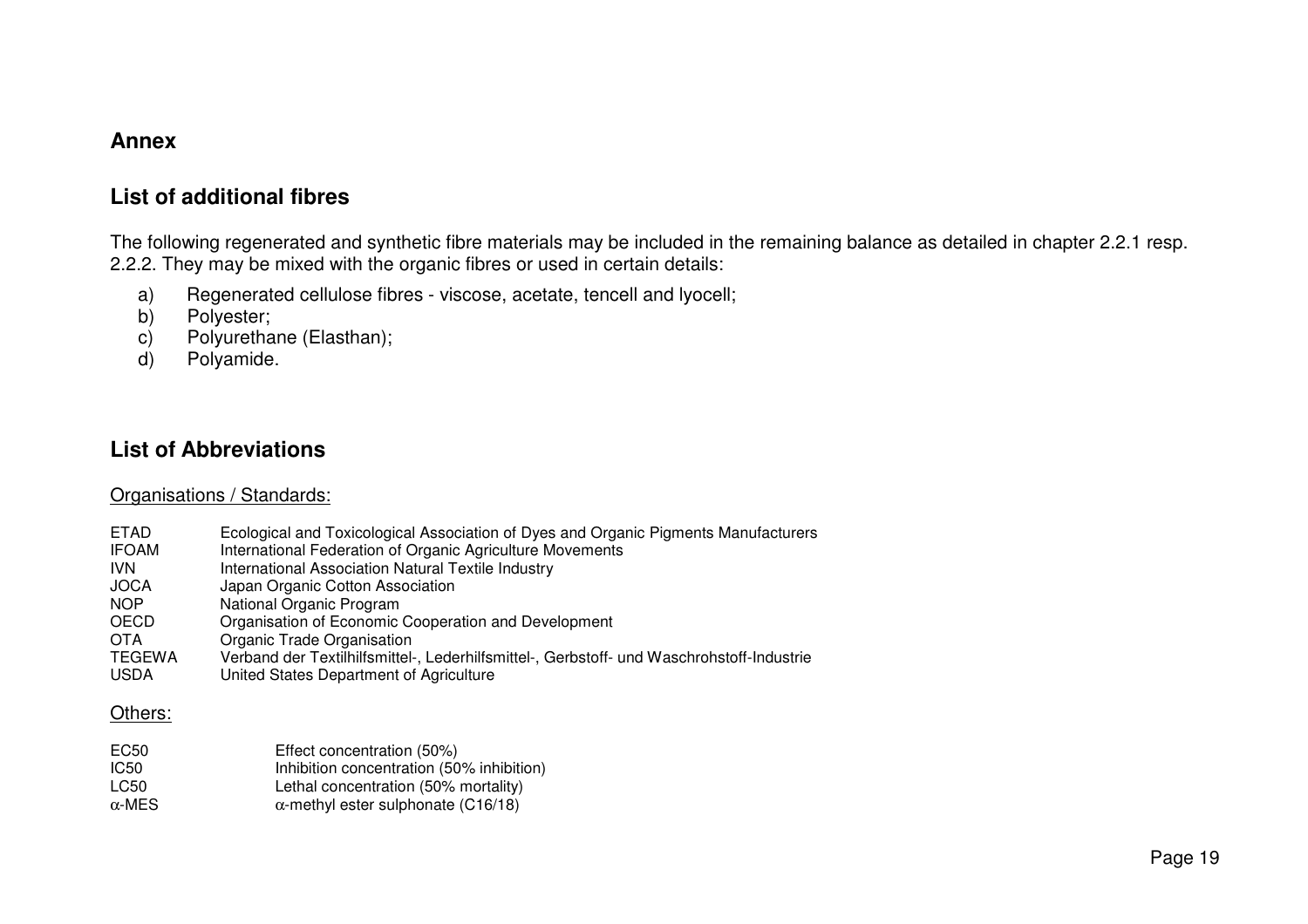## Annex

## List of additional fibres

The following regenerated and synthetic fibre materials may be included in the remaining balance as detailed in chapter 2.2.1 resp. 2.2.2. They may be mixed with the organic fibres or used in certain details:

a) Regenerated cellulose fibres - viscose, acetate, tencell and lyocell;
b) Polyester;
c) Polyurethane (Elasthan);
d) Polyamide.

## List of Abbreviations

Organisations / Standards:

| | |
|---|---|
| ETAD | Ecological and Toxicological Association of Dyes and Organic Pigments Manufacturers |
| IFOAM | International Federation of Organic Agriculture Movements |
| IVN | International Association Natural Textile Industry |
| JOCA | Japan Organic Cotton Association |
| NOP | National Organic Program |
| OECD | Organisation of Economic Cooperation and Development |
| OTA | Organic Trade Organisation |
| TEGEWA | Verband der Textilhilfsmittel-, Lederhilfsmittel-, Gerbstoff- und Waschrohstoff-Industrie |
| USDA | United States Department of Agriculture |

Others:

| | |
|---|---|
| EC50 | Effect concentration (50%) |
| IC50 | Inhibition concentration (50% inhibition) |
| LC50 | Lethal concentration (50% mortality) |
| $\alpha$-MES | $\alpha$-methyl ester sulphonate (C16/18) |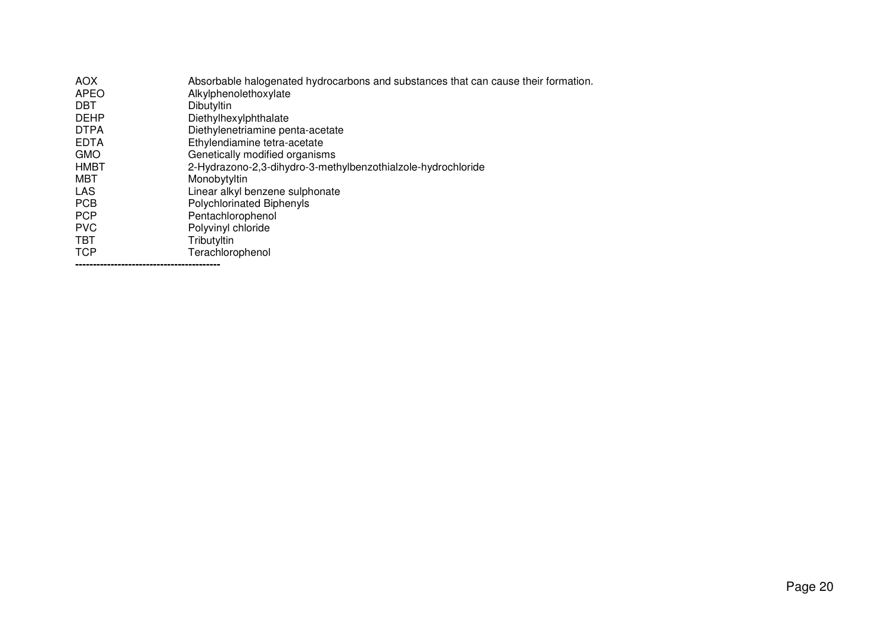| | |
|---|---|
| AOX | Absorbable halogenated hydrocarbons and substances that can cause their formation. |
| APEO | Alkylphenolethoxylate |
| DBT | Dibutyltin |
| DEHP | Diethylhexylphthalate |
| DTPA | Diethylenetriamine penta-acetate |
| EDTA | Ethylendiamine tetra-acetate |
| GMO | Genetically modified organisms |
| HMBT | 2-Hydrazono-2,3-dihydro-3-methylbenzothialzole-hydrochloride |
| MBT | Monobytyltin |
| LAS | Linear alkyl benzene sulphonate |
| PCB | Polychlorinated Biphenyls |
| PCP | Pentachlorophenol |
| PVC | Polyvinyl chloride |
| TBT | Tributyltin |
| TCP | Terachlorophenol |

-----------------------------------------